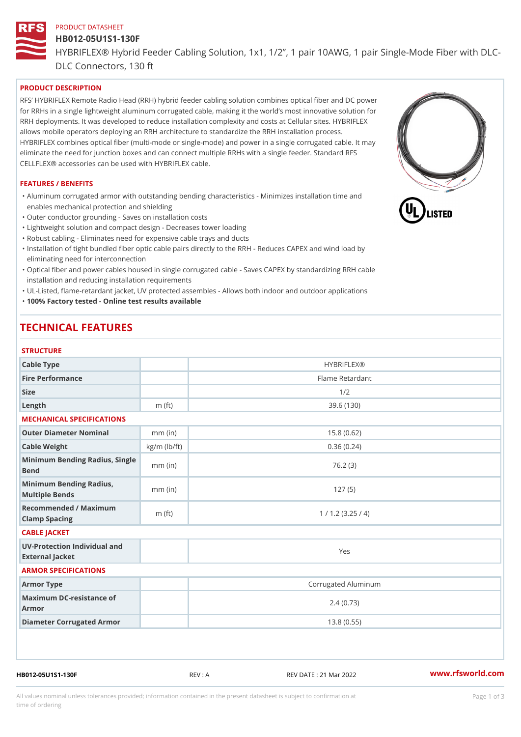PRODUCT DATASHEET

# HB012-05U1S1-130F

HYBRIFLEX® Hybrid Feeder Cabling Solution, 1x1, 1/2”, 1 pair 10AWG, 1 pair Single-Mode Fiber with DLC-DLC Connectors, 130 ft

## PRODUCT DESCRIPTION

RFS' HYBRIFLEX Remote Radio Head (RRH) hybrid feeder cabling solution combines optical fiber and DC power for RRHs in a single lightweight aluminum corrugated cable, making it the world's most innovative solution for RRH deployments. It was developed to reduce installation complexity and costs at Cellular sites. HYBRIFLEX allows mobile operators deploying an RRH architecture to standardize the RRH installation process. HYBRIFLEX combines optical fiber (multi-mode or single-mode) and power in a single corrugated cable. It may eliminate the need for junction boxes and can connect multiple RRHs with a single feeder. Standard RFS CELLFLEX® accessories can be used with HYBRIFLEX cable.

## FEATURES / BENEFITS

- Aluminum corrugated armor with outstanding bending characteristics - Minimizes installation time and enables mechanical protection and shielding
- Outer conductor grounding - Saves on installation costs
- Lightweight solution and compact design - Decreases tower loading
- Robust cabling - Eliminates need for expensive cable trays and ducts
- Installation of tight bundled fiber optic cable pairs directly to the RRH - Reduces CAPEX and wind load by eliminating need for interconnection
- Optical fiber and power cables housed in single corrugated cable - Saves CAPEX by standardizing RRH cable installation and reducing installation requirements
- UL-Listed, flame-retardant jacket, UV protected assembles - Allows both indoor and outdoor applications
- **100% Factory tested - Online test results available**

# TECHNICAL FEATURES

### STRUCTURE

| | | |
|---|---|---|
| Cable Type | | HYBRIFLEX® |
| Fire Performance | | Flame Retardant |
| Size | | 1/2 |
| Length | m (ft) | 39.6 (130) |

### MECHANICAL SPECIFICATIONS

| | | |
|---|---|---|
| Outer Diameter Nominal | mm (in) | 15.8 (0.62) |
| Cable Weight | kg/m (lb/ft) | 0.36 (0.24) |
| Minimum Bending Radius, Single Bend | mm (in) | 76.2 (3) |
| Minimum Bending Radius, Multiple Bends | mm (in) | 127 (5) |
| Recommended / Maximum Clamp Spacing | m (ft) | 1 / 1.2 (3.25 / 4) |

### CABLE JACKET

| | | |
|---|---|---|
| UV-Protection Individual and External Jacket | | Yes |

### ARMOR SPECIFICATIONS

| | | |
|---|---|---|
| Armor Type | | Corrugated Aluminum |
| Maximum DC-resistance of Armor | | 2.4 (0.73) |
| Diameter Corrugated Armor | | 13.8 (0.55) |

HB012-05U1S1-130F REV : A REV DATE : 21 Mar 2022 www.rfsworld.com

All values nominal unless tolerances provided; information contained in the present datasheet is subject to confirmation at time of ordering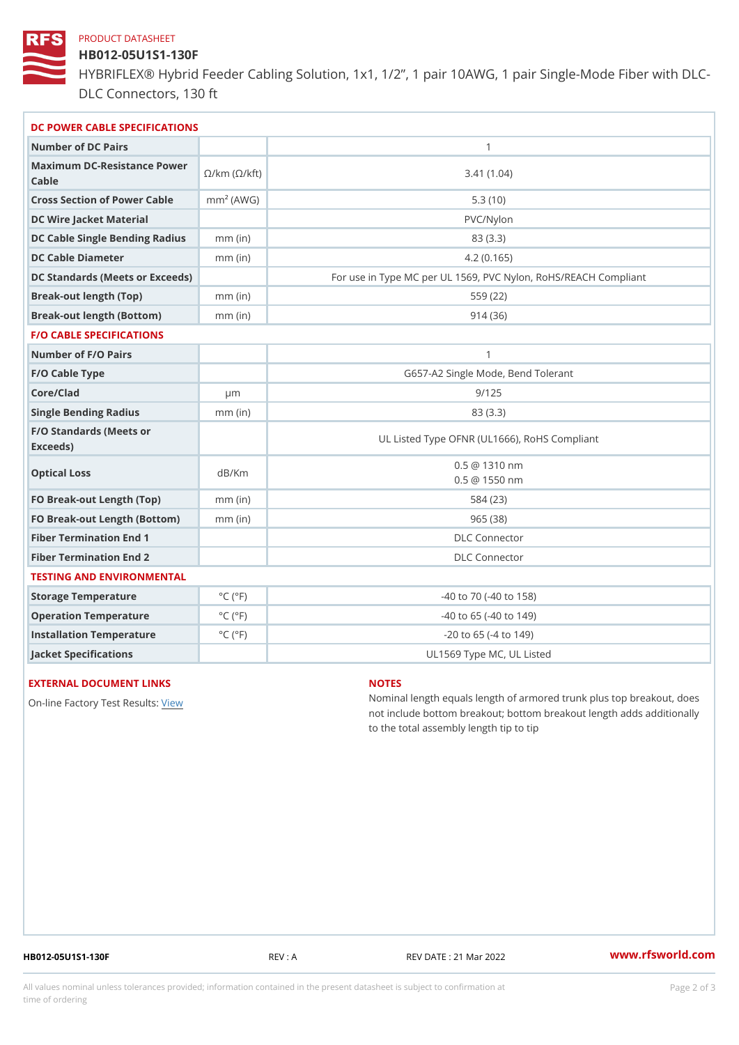PRODUCT DATASHEET

# HB012-05U1S1-130F

HYBRIFLEX® Hybrid Feeder Cabling Solution, 1x1, 1/2”, 1 pair 10AWG, 1 pair Single-Mode Fiber with DLC-DLC Connectors, 130 ft

## DC POWER CABLE SPECIFICATIONS

| | | |
|---|---|---|
| Number of DC Pairs | | 1 |
| Maximum DC-Resistance Power Cable | Ω/km (Ω/kft) | 3.41 (1.04) |
| Cross Section of Power Cable | $mm^2$ (AWG) | 5.3 (10) |
| DC Wire Jacket Material | | PVC/Nylon |
| DC Cable Single Bending Radius | mm (in) | 83 (3.3) |
| DC Cable Diameter | mm (in) | 4.2 (0.165) |
| DC Standards (Meets or Exceeds) | | For use in Type MC per UL 1569, PVC Nylon, RoHS/REACH Compliant |
| Break-out length (Top) | mm (in) | 559 (22) |
| Break-out length (Bottom) | mm (in) | 914 (36) |

## F/O CABLE SPECIFICATIONS

| | | |
|---|---|---|
| Number of F/O Pairs | | 1 |
| F/O Cable Type | | G657-A2 Single Mode, Bend Tolerant |
| Core/Clad | μm | 9/125 |
| Single Bending Radius | mm (in) | 83 (3.3) |
| F/O Standards (Meets or Exceeds) | | UL Listed Type OFNR (UL1666), RoHS Compliant |
| Optical Loss | dB/Km | 0.5 @ 1310 nm<br>0.5 @ 1550 nm |
| FO Break-out Length (Top) | mm (in) | 584 (23) |
| FO Break-out Length (Bottom) | mm (in) | 965 (38) |
| Fiber Termination End 1 | | DLC Connector |
| Fiber Termination End 2 | | DLC Connector |

## TESTING AND ENVIRONMENTAL

| | | |
|---|---|---|
| Storage Temperature | °C (°F) | -40 to 70 (-40 to 158) |
| Operation Temperature | °C (°F) | -40 to 65 (-40 to 149) |
| Installation Temperature | °C (°F) | -20 to 65 (-4 to 149) |
| Jacket Specifications | | UL1569 Type MC, UL Listed |

## EXTERNAL DOCUMENT LINKS

On-line Factory Test Results: View

## NOTES

Nominal length equals length of armored trunk plus top breakout, does not include bottom breakout; bottom breakout length adds additionally to the total assembly length tip to tip

HB012-05U1S1-130F REV : A REV DATE : 21 Mar 2022 www.rfsworld.com

All values nominal unless tolerances provided; information contained in the present datasheet is subject to confirmation at time of ordering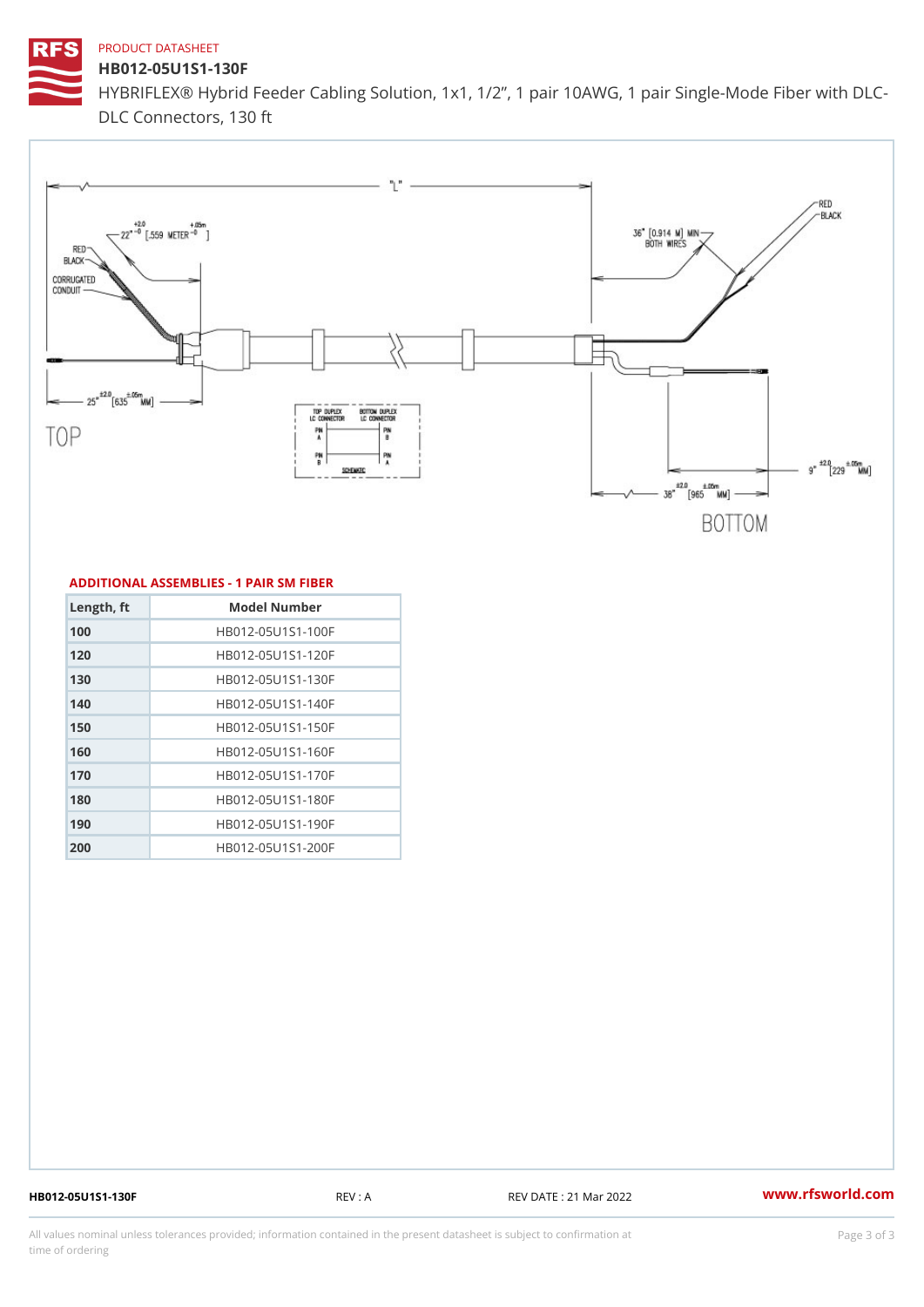PRODUCT DATASHEET

# HB012-05U1S1-130F

HYBRIFLEX® Hybrid Feeder Cabling Solution, 1x1, 1/2”, 1 pair 10AWG, 1 pair Single-Mode Fiber with DLC-DLC Connectors, 130 ft

"L"

22" +2.0 −0 [.559 METER +.05m −0 ]

RED
BLACK
CORRUGATED CONDUIT

36" [0.914 M] MIN BOTH WIRES

RED
BLACK

25" ±2.0 [635 ±.05m MM]

TOP

TOP DUPLEX LC CONNECTOR | BOTTOM DUPLEX LC CONNECTOR
PIN A | PIN B
PIN B | PIN A
SCHEMATIC

9" ±2.0 [229 ±.05m MM]

38" ±2.0 [965 ±.05m MM]

BOTTOM

## ADDITIONAL ASSEMBLIES - 1 PAIR SM FIBER

| Length, ft | Model Number |
|---|---|
| 100 | HB012-05U1S1-100F |
| 120 | HB012-05U1S1-120F |
| 130 | HB012-05U1S1-130F |
| 140 | HB012-05U1S1-140F |
| 150 | HB012-05U1S1-150F |
| 160 | HB012-05U1S1-160F |
| 170 | HB012-05U1S1-170F |
| 180 | HB012-05U1S1-180F |
| 190 | HB012-05U1S1-190F |
| 200 | HB012-05U1S1-200F |

HB012-05U1S1-130F REV : A REV DATE : 21 Mar 2022 www.rfsworld.com

All values nominal unless tolerances provided; information contained in the present datasheet is subject to confirmation at time of ordering